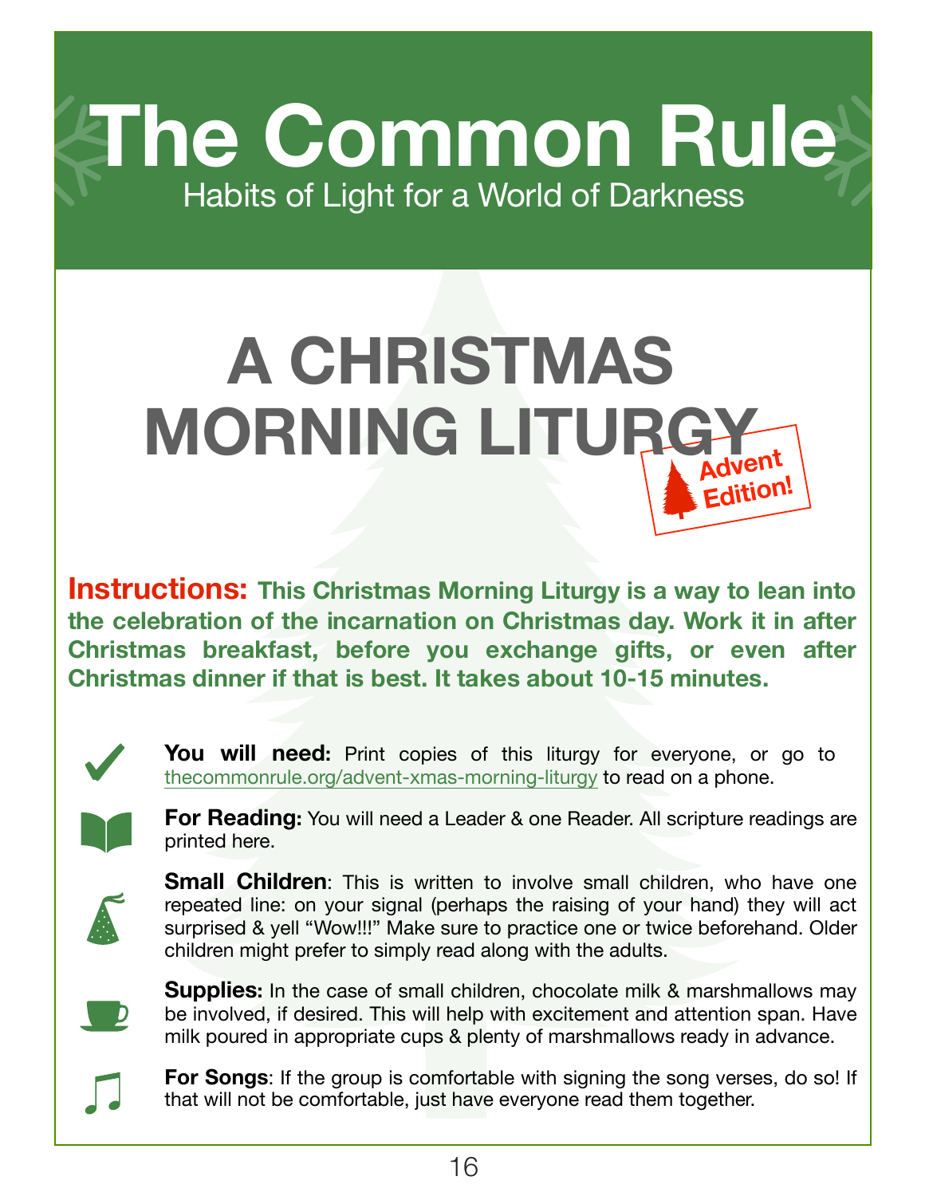# The Common Rule

Habits of Light for a World of Darkness

## A CHRISTMAS MORNING LITURGY

Advent Edition!

**Instructions: This Christmas Morning Liturgy is a way to lean into the celebration of the incarnation on Christmas day. Work it in after Christmas breakfast, before you exchange gifts, or even after Christmas dinner if that is best. It takes about 10-15 minutes.**

**You will need:** Print copies of this liturgy for everyone, or go to thecommonrule.org/advent-xmas-morning-liturgy to read on a phone.

**For Reading:** You will need a Leader & one Reader. All scripture readings are printed here.

**Small Children**: This is written to involve small children, who have one repeated line: on your signal (perhaps the raising of your hand) they will act surprised & yell "Wow!!!" Make sure to practice one or twice beforehand. Older children might prefer to simply read along with the adults.

**Supplies:** In the case of small children, chocolate milk & marshmallows may be involved, if desired. This will help with excitement and attention span. Have milk poured in appropriate cups & plenty of marshmallows ready in advance.

**For Songs**: If the group is comfortable with signing the song verses, do so! If that will not be comfortable, just have everyone read them together.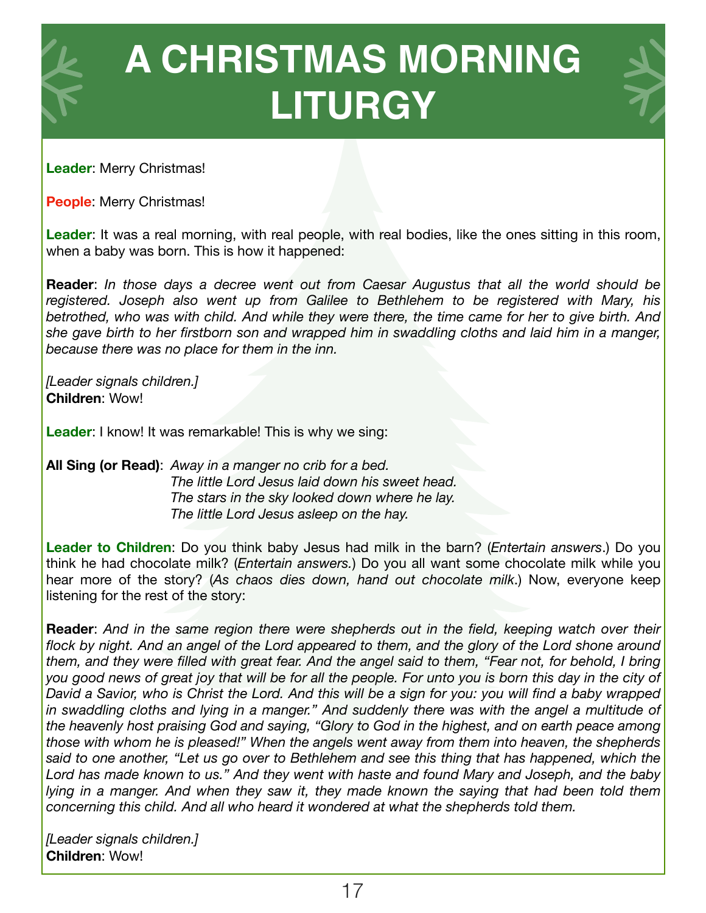# A CHRISTMAS MORNING LITURGY

**Leader**: Merry Christmas!

**People**: Merry Christmas!

**Leader**: It was a real morning, with real people, with real bodies, like the ones sitting in this room, when a baby was born. This is how it happened:

**Reader**: *In those days a decree went out from Caesar Augustus that all the world should be registered. Joseph also went up from Galilee to Bethlehem to be registered with Mary, his betrothed, who was with child. And while they were there, the time came for her to give birth. And she gave birth to her firstborn son and wrapped him in swaddling cloths and laid him in a manger, because there was no place for them in the inn.*

*[Leader signals children.]*
**Children**: Wow!

**Leader**: I know! It was remarkable! This is why we sing:

**All Sing (or Read)**: *Away in a manger no crib for a bed.*
*The little Lord Jesus laid down his sweet head.*
*The stars in the sky looked down where he lay.*
*The little Lord Jesus asleep on the hay.*

**Leader to Children**: Do you think baby Jesus had milk in the barn? (*Entertain answers*.) Do you think he had chocolate milk? (*Entertain answers.*) Do you all want some chocolate milk while you hear more of the story? (*As chaos dies down, hand out chocolate milk*.) Now, everyone keep listening for the rest of the story:

**Reader**: *And in the same region there were shepherds out in the field, keeping watch over their flock by night. And an angel of the Lord appeared to them, and the glory of the Lord shone around them, and they were filled with great fear. And the angel said to them, "Fear not, for behold, I bring you good news of great joy that will be for all the people. For unto you is born this day in the city of David a Savior, who is Christ the Lord. And this will be a sign for you: you will find a baby wrapped in swaddling cloths and lying in a manger." And suddenly there was with the angel a multitude of the heavenly host praising God and saying, "Glory to God in the highest, and on earth peace among those with whom he is pleased!" When the angels went away from them into heaven, the shepherds said to one another, "Let us go over to Bethlehem and see this thing that has happened, which the Lord has made known to us." And they went with haste and found Mary and Joseph, and the baby lying in a manger. And when they saw it, they made known the saying that had been told them concerning this child. And all who heard it wondered at what the shepherds told them.*

*[Leader signals children.]*
**Children**: Wow!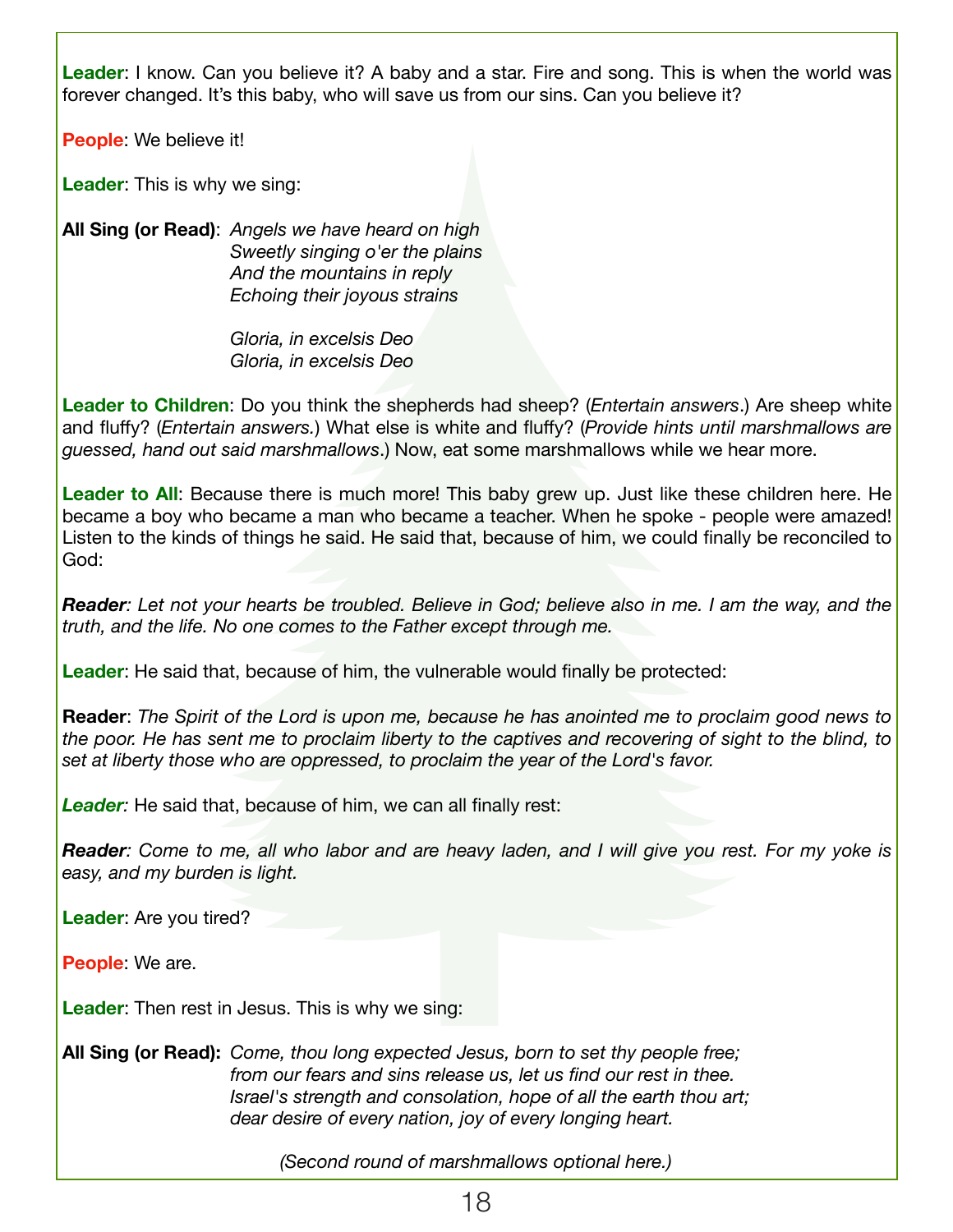**Leader**: I know. Can you believe it? A baby and a star. Fire and song. This is when the world was forever changed. It's this baby, who will save us from our sins. Can you believe it?

**People**: We believe it!

**Leader**: This is why we sing:

**All Sing (or Read)**: *Angels we have heard on high*
*Sweetly singing o'er the plains*
*And the mountains in reply*
*Echoing their joyous strains*

*Gloria, in excelsis Deo*
*Gloria, in excelsis Deo*

**Leader to Children**: Do you think the shepherds had sheep? (*Entertain answers*.) Are sheep white and fluffy? (*Entertain answers.*) What else is white and fluffy? (*Provide hints until marshmallows are guessed, hand out said marshmallows*.) Now, eat some marshmallows while we hear more.

**Leader to All**: Because there is much more! This baby grew up. Just like these children here. He became a boy who became a man who became a teacher. When he spoke - people were amazed! Listen to the kinds of things he said. He said that, because of him, we could finally be reconciled to God:

***Reader**: Let not your hearts be troubled. Believe in God; believe also in me. I am the way, and the truth, and the life. No one comes to the Father except through me.*

**Leader**: He said that, because of him, the vulnerable would finally be protected:

**Reader**: *The Spirit of the Lord is upon me, because he has anointed me to proclaim good news to the poor. He has sent me to proclaim liberty to the captives and recovering of sight to the blind, to set at liberty those who are oppressed, to proclaim the year of the Lord's favor.*

***Leader**:* He said that, because of him, we can all finally rest:

***Reader**: Come to me, all who labor and are heavy laden, and I will give you rest. For my yoke is easy, and my burden is light.*

**Leader**: Are you tired?

**People**: We are.

**Leader**: Then rest in Jesus. This is why we sing:

**All Sing (or Read):** *Come, thou long expected Jesus, born to set thy people free;*
*from our fears and sins release us, let us find our rest in thee.*
*Israel's strength and consolation, hope of all the earth thou art;*
*dear desire of every nation, joy of every longing heart.*

*(Second round of marshmallows optional here.)*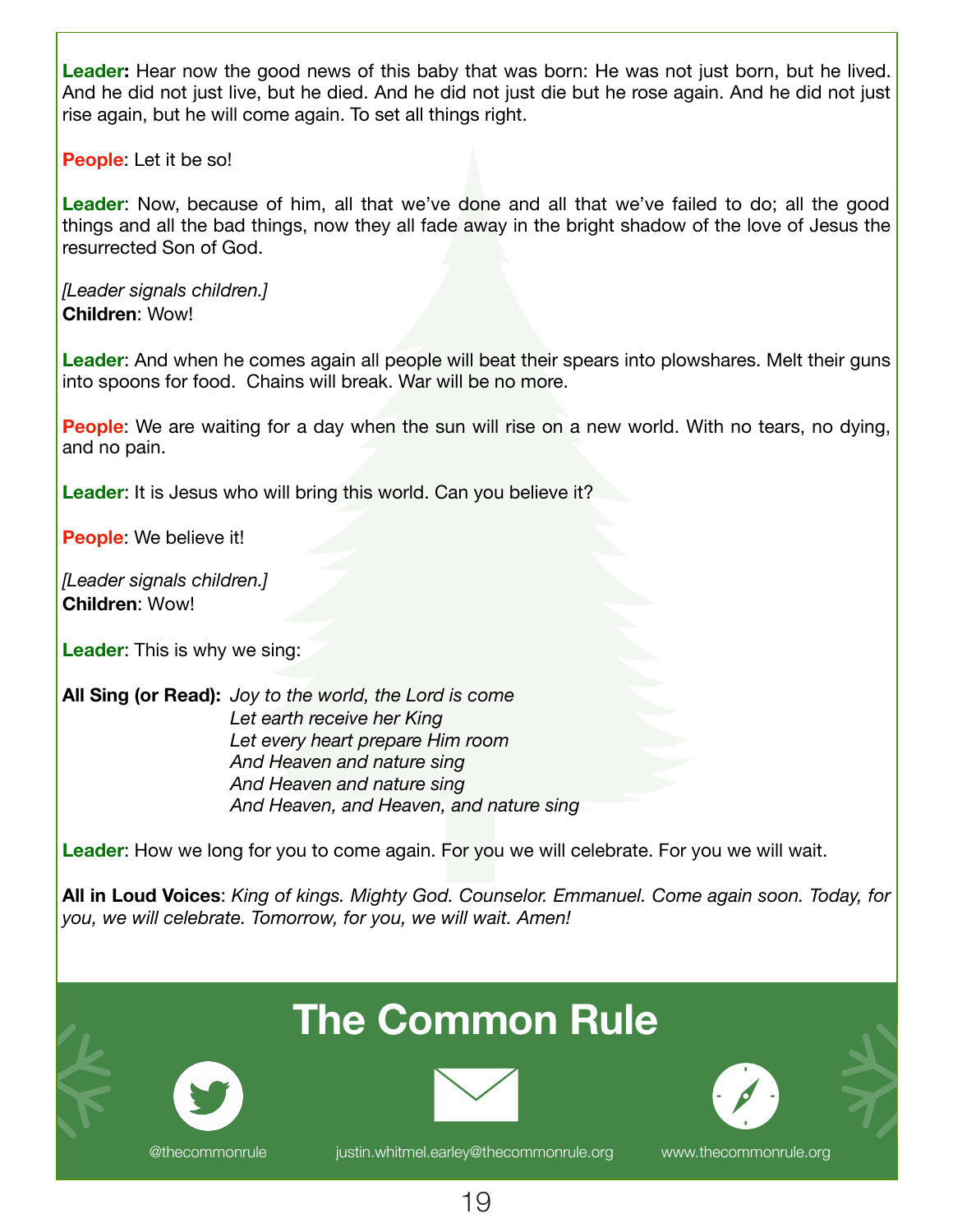**Leader:** Hear now the good news of this baby that was born: He was not just born, but he lived. And he did not just live, but he died. And he did not just die but he rose again. And he did not just rise again, but he will come again. To set all things right.

**People**: Let it be so!

**Leader**: Now, because of him, all that we've done and all that we've failed to do; all the good things and all the bad things, now they all fade away in the bright shadow of the love of Jesus the resurrected Son of God.

*[Leader signals children.]*
**Children**: Wow!

**Leader**: And when he comes again all people will beat their spears into plowshares. Melt their guns into spoons for food. Chains will break. War will be no more.

**People**: We are waiting for a day when the sun will rise on a new world. With no tears, no dying, and no pain.

**Leader**: It is Jesus who will bring this world. Can you believe it?

**People**: We believe it!

*[Leader signals children.]*
**Children**: Wow!

**Leader**: This is why we sing:

**All Sing (or Read):** *Joy to the world, the Lord is come*
*Let earth receive her King*
*Let every heart prepare Him room*
*And Heaven and nature sing*
*And Heaven and nature sing*
*And Heaven, and Heaven, and nature sing*

**Leader**: How we long for you to come again. For you we will celebrate. For you we will wait.

**All in Loud Voices**: *King of kings. Mighty God. Counselor. Emmanuel. Come again soon. Today, for you, we will celebrate. Tomorrow, for you, we will wait. Amen!*

# The Common Rule

@thecommonrule

justin.whitmel.earley@thecommonrule.org

www.thecommonrule.org